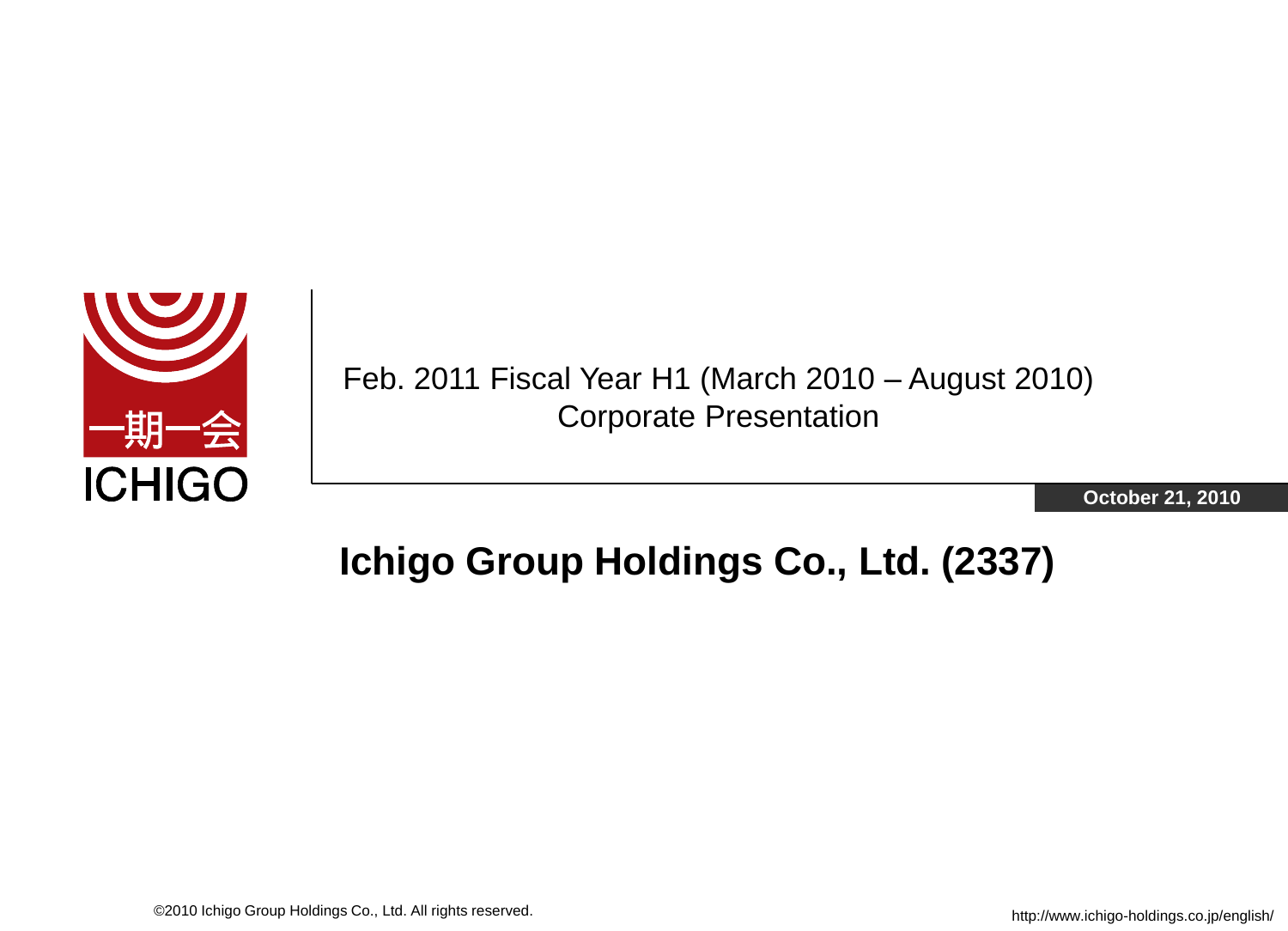一期一会

ICHIGO

Feb. 2011 Fiscal Year H1 (March 2010 – August 2010)
Corporate Presentation

**October 21, 2010**

# Ichigo Group Holdings Co., Ltd. (2337)

©2010 Ichigo Group Holdings Co., Ltd. All rights reserved.

http://www.ichigo-holdings.co.jp/english/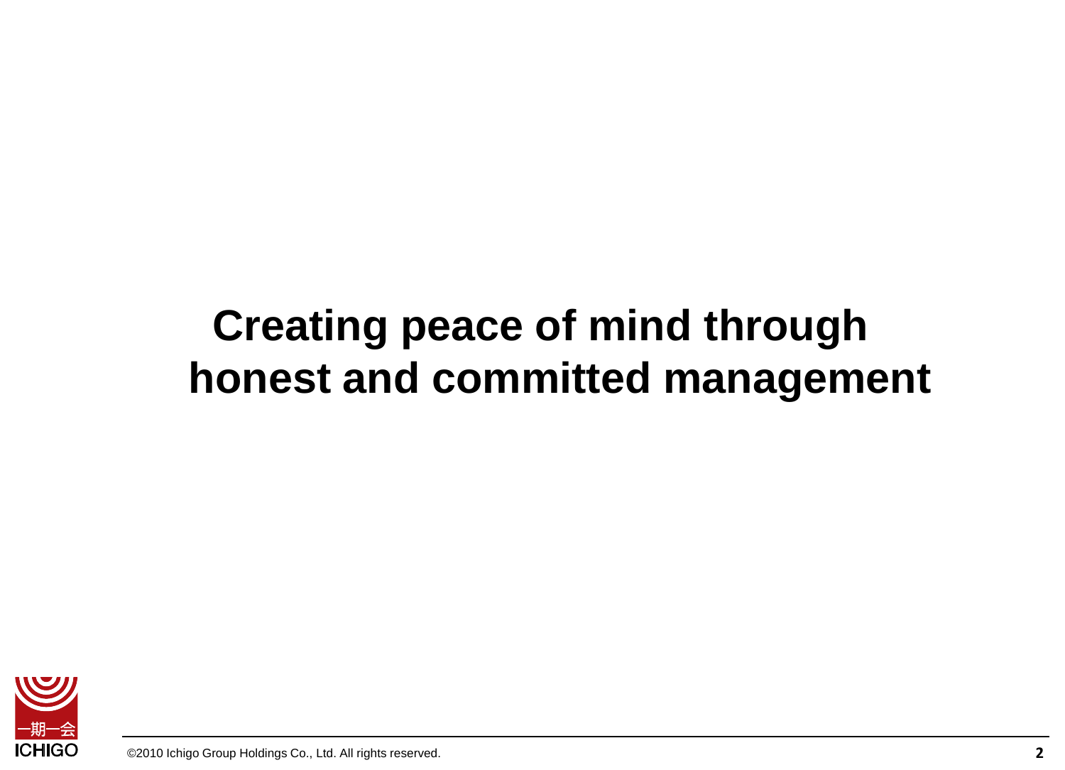# Creating peace of mind through honest and committed management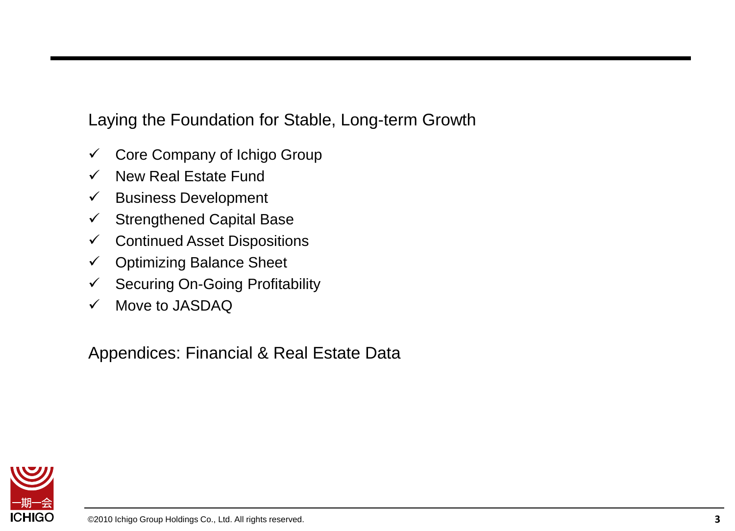## Laying the Foundation for Stable, Long-term Growth

- ✓ Core Company of Ichigo Group
- ✓ New Real Estate Fund
- ✓ Business Development
- ✓ Strengthened Capital Base
- ✓ Continued Asset Dispositions
- ✓ Optimizing Balance Sheet
- ✓ Securing On-Going Profitability
- ✓ Move to JASDAQ

## Appendices: Financial & Real Estate Data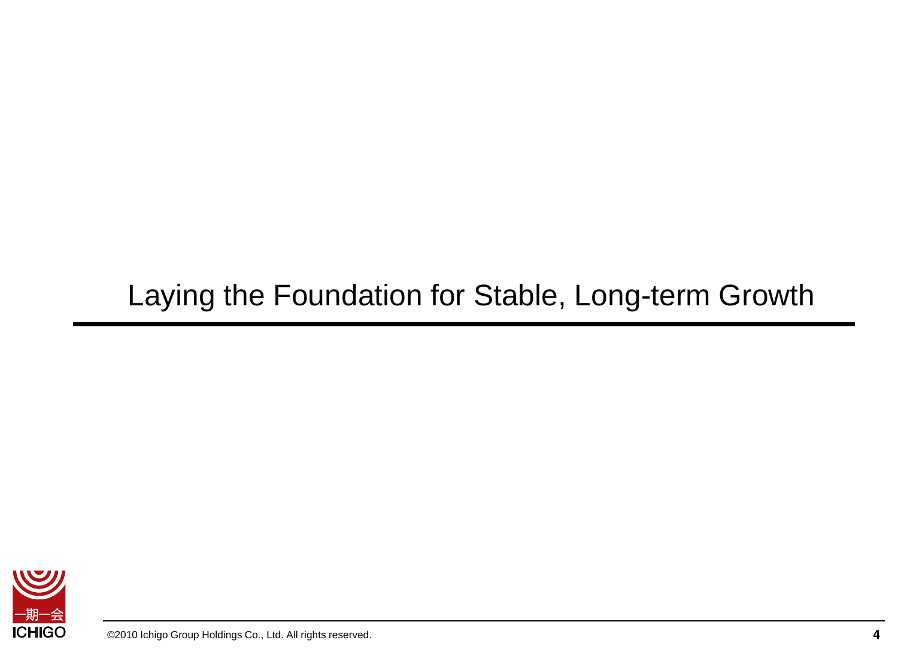# Laying the Foundation for Stable, Long-term Growth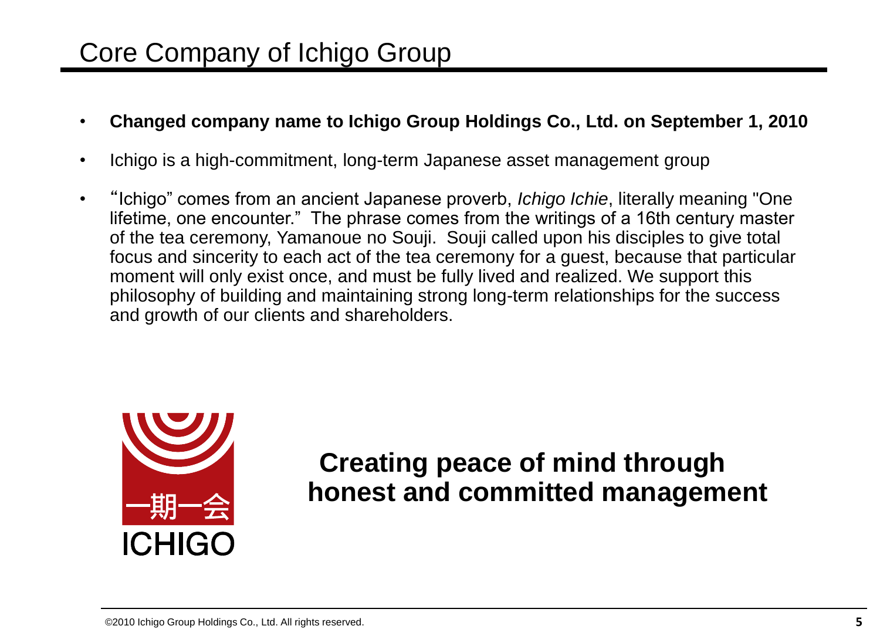# Core Company of Ichigo Group

- **Changed company name to Ichigo Group Holdings Co., Ltd. on September 1, 2010**
- Ichigo is a high-commitment, long-term Japanese asset management group
- "Ichigo" comes from an ancient Japanese proverb, *Ichigo Ichie*, literally meaning "One lifetime, one encounter." The phrase comes from the writings of a 16th century master of the tea ceremony, Yamanoue no Souji. Souji called upon his disciples to give total focus and sincerity to each act of the tea ceremony for a guest, because that particular moment will only exist once, and must be fully lived and realized. We support this philosophy of building and maintaining strong long-term relationships for the success and growth of our clients and shareholders.

一期一会

ICHIGO

**Creating peace of mind through honest and committed management**

©2010 Ichigo Group Holdings Co., Ltd. All rights reserved.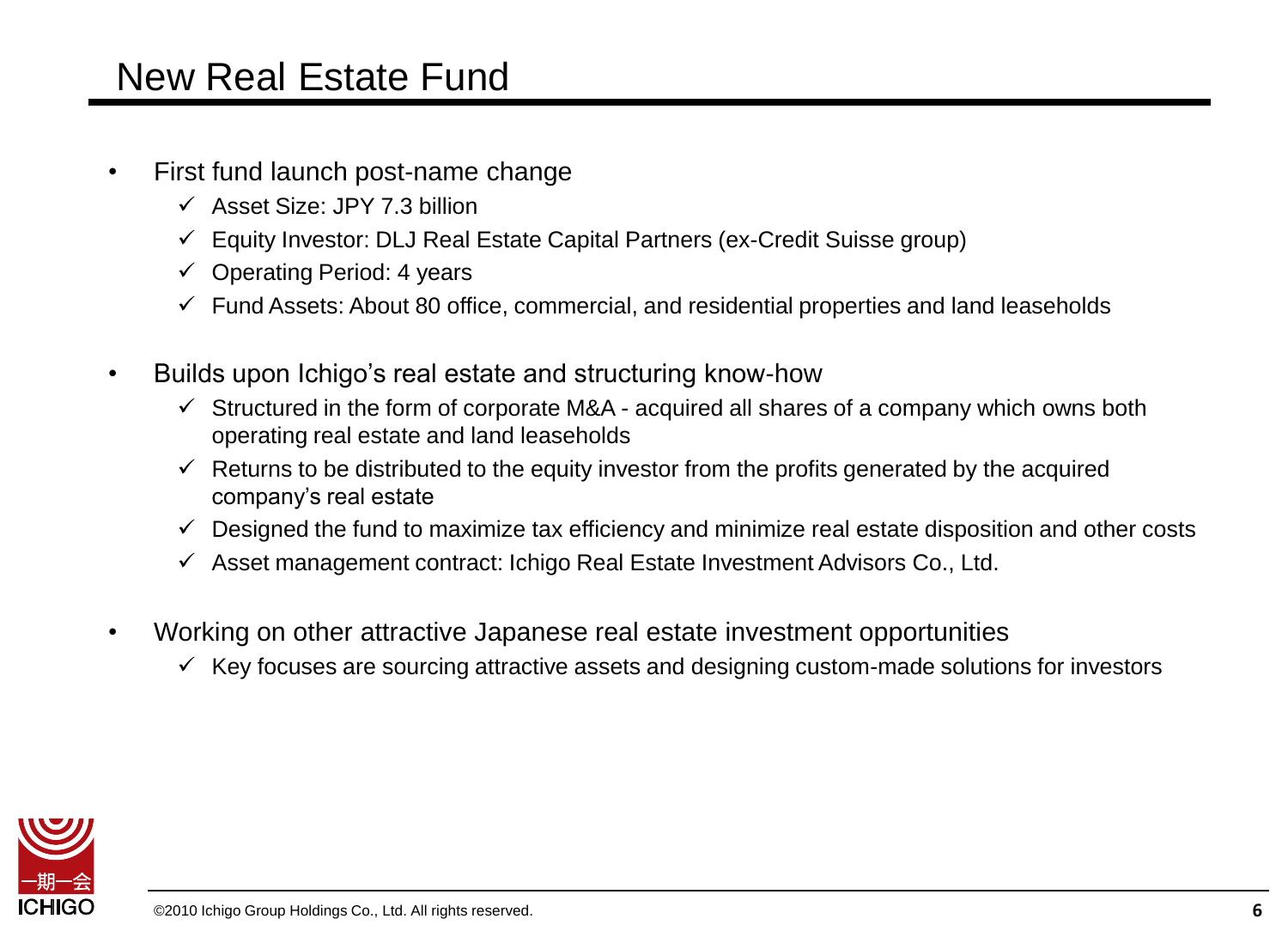# New Real Estate Fund

- First fund launch post-name change
  - ✓ Asset Size: JPY 7.3 billion
  - ✓ Equity Investor: DLJ Real Estate Capital Partners (ex-Credit Suisse group)
  - ✓ Operating Period: 4 years
  - ✓ Fund Assets: About 80 office, commercial, and residential properties and land leaseholds

- Builds upon Ichigo's real estate and structuring know-how
  - ✓ Structured in the form of corporate M&A - acquired all shares of a company which owns both operating real estate and land leaseholds
  - ✓ Returns to be distributed to the equity investor from the profits generated by the acquired company's real estate
  - ✓ Designed the fund to maximize tax efficiency and minimize real estate disposition and other costs
  - ✓ Asset management contract: Ichigo Real Estate Investment Advisors Co., Ltd.

- Working on other attractive Japanese real estate investment opportunities
  - ✓ Key focuses are sourcing attractive assets and designing custom-made solutions for investors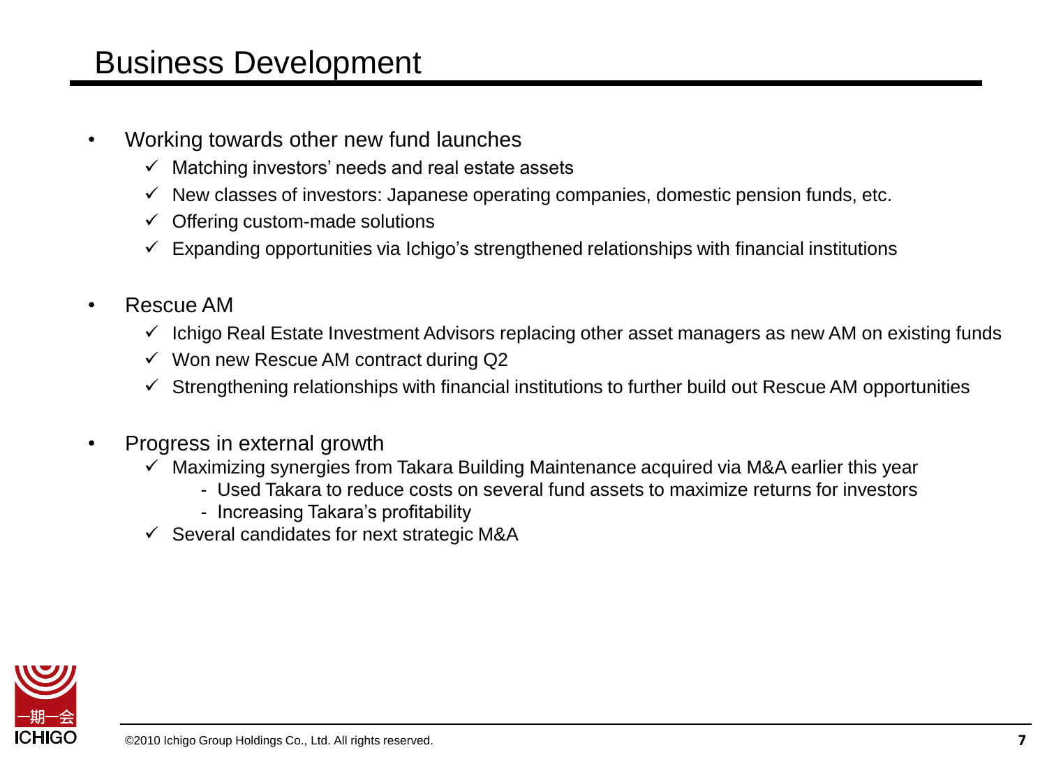# Business Development

- Working towards other new fund launches
  - ✓ Matching investors' needs and real estate assets
  - ✓ New classes of investors: Japanese operating companies, domestic pension funds, etc.
  - ✓ Offering custom-made solutions
  - ✓ Expanding opportunities via Ichigo's strengthened relationships with financial institutions

- Rescue AM
  - ✓ Ichigo Real Estate Investment Advisors replacing other asset managers as new AM on existing funds
  - ✓ Won new Rescue AM contract during Q2
  - ✓ Strengthening relationships with financial institutions to further build out Rescue AM opportunities

- Progress in external growth
  - ✓ Maximizing synergies from Takara Building Maintenance acquired via M&A earlier this year
    - Used Takara to reduce costs on several fund assets to maximize returns for investors
    - Increasing Takara's profitability
  - ✓ Several candidates for next strategic M&A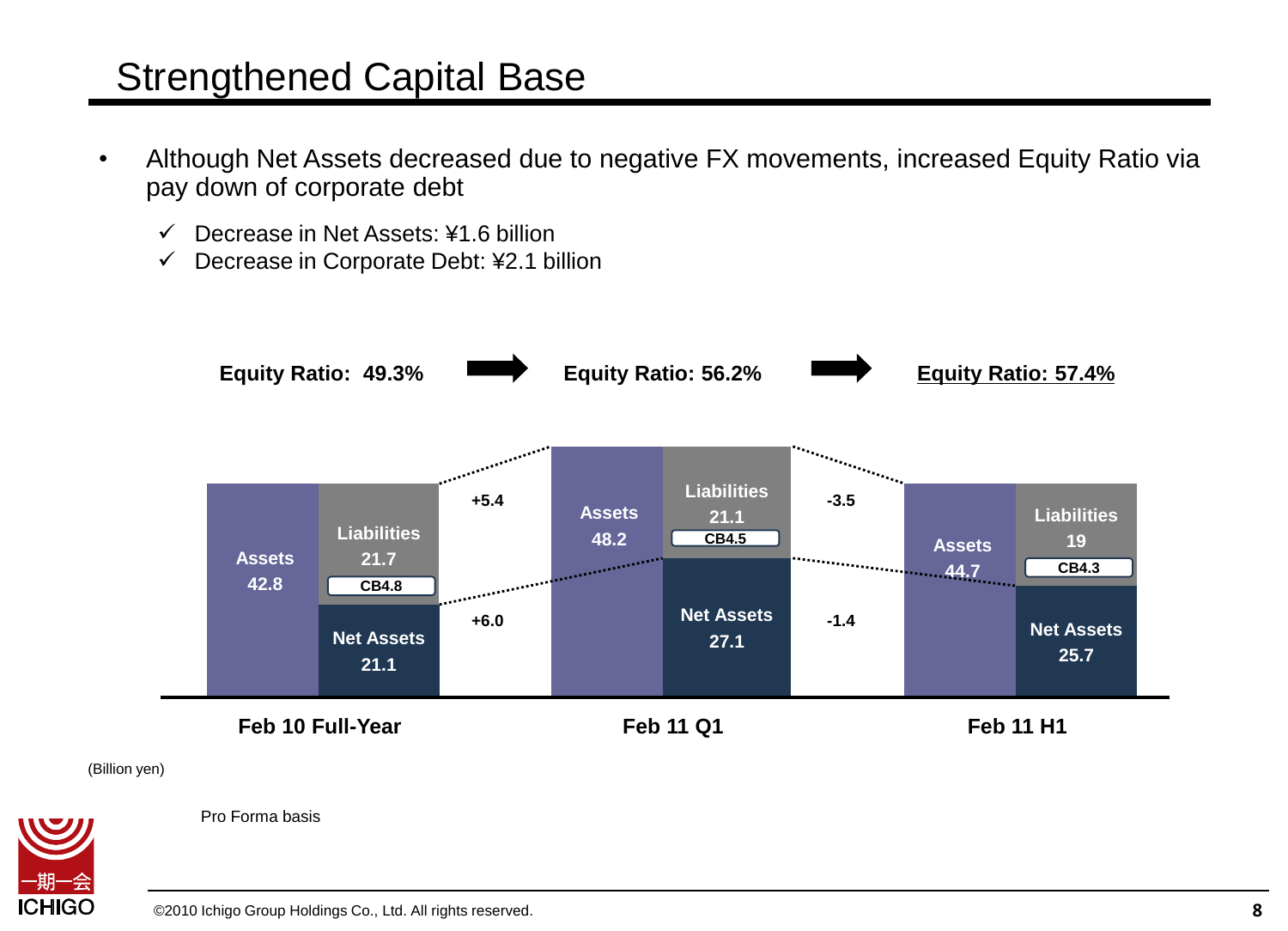# Strengthened Capital Base

- Although Net Assets decreased due to negative FX movements, increased Equity Ratio via pay down of corporate debt
  - ✓ Decrease in Net Assets: ¥1.6 billion
  - ✓ Decrease in Corporate Debt: ¥2.1 billion

| | Feb 10 Full-Year | Change | Feb 11 Q1 | Change | Feb 11 H1 |
|---|---|---|---|---|---|
| Equity Ratio | 49.3% | | 56.2% | | 57.4% |
| Assets | 42.8 | +5.4 | 48.2 | -3.5 | 44.7 |
| Liabilities | 21.7 | | 21.1 | | 19 |
| CB | 4.8 | | 4.5 | | 4.3 |
| Net Assets | 21.1 | +6.0 | 27.1 | -1.4 | 25.7 |

(Billion yen)

Pro Forma basis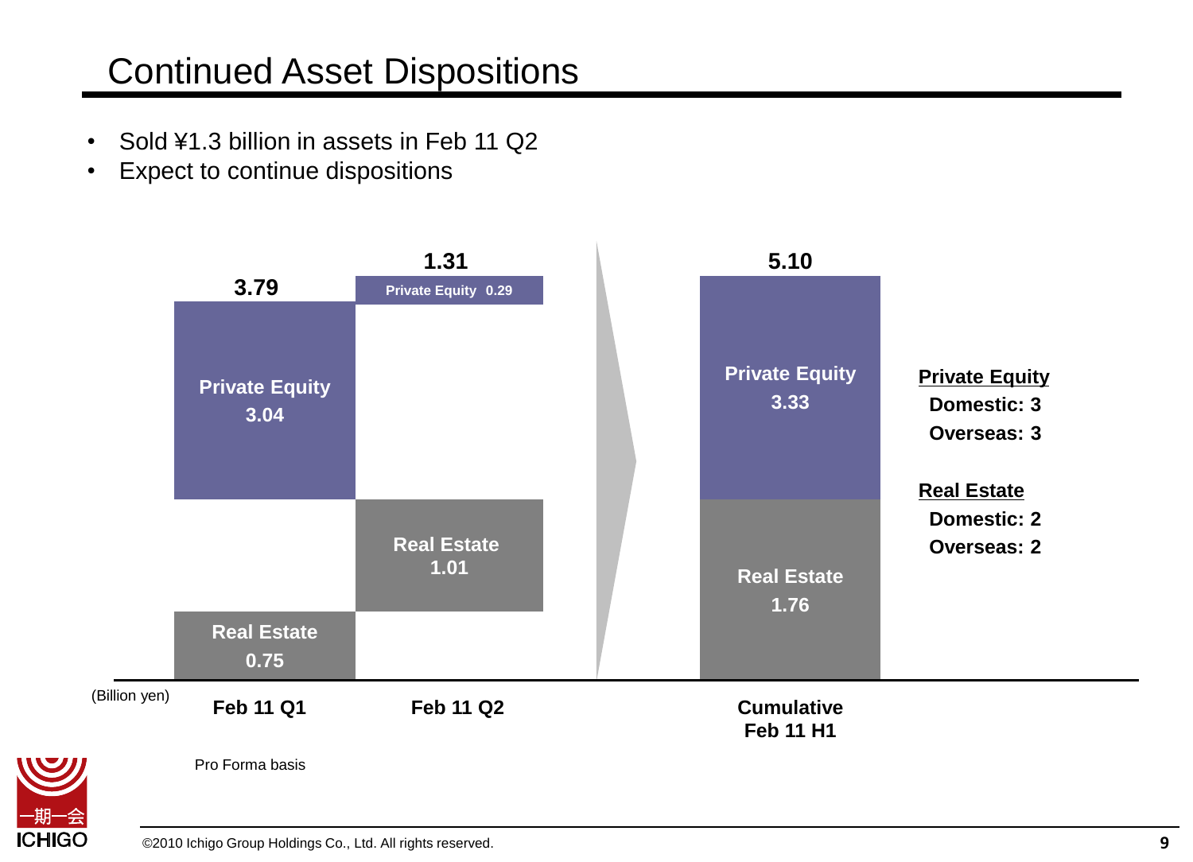# Continued Asset Dispositions

- Sold ¥1.3 billion in assets in Feb 11 Q2
- Expect to continue dispositions

(Billion yen)

| | Feb 11 Q1 | Feb 11 Q2 | Cumulative Feb 11 H1 |
|---|---|---|---|
| Private Equity | 3.04 | 0.29 | 3.33 |
| Real Estate | 0.75 | 1.01 | 1.76 |
| Total | 3.79 | 1.31 | 5.10 |

**Private Equity**
- Domestic: 3
- Overseas: 3

**Real Estate**
- Domestic: 2
- Overseas: 2

Pro Forma basis

©2010 Ichigo Group Holdings Co., Ltd. All rights reserved.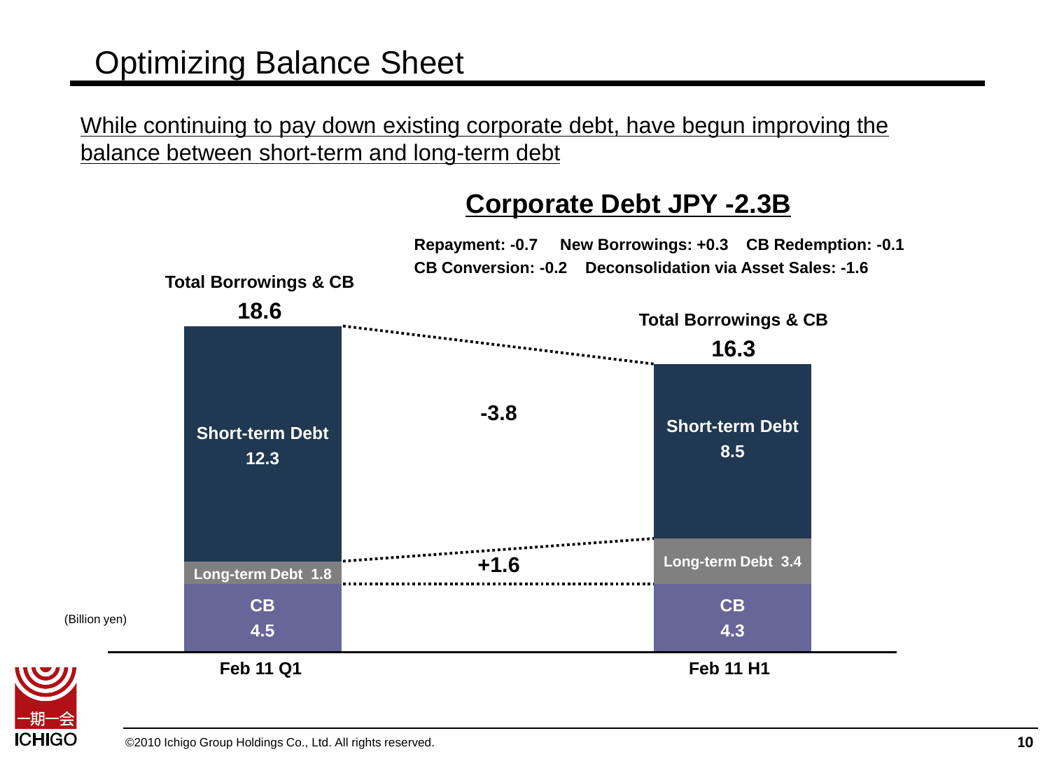# Optimizing Balance Sheet

While continuing to pay down existing corporate debt, have begun improving the balance between short-term and long-term debt

## Corporate Debt JPY -2.3B

**Repayment: -0.7  New Borrowings: +0.3  CB Redemption: -0.1**

**CB Conversion: -0.2  Deconsolidation via Asset Sales: -1.6**

(Billion yen)

| | Feb 11 Q1 | Change | Feb 11 H1 |
|---|---|---|---|
| Total Borrowings & CB | 18.6 | | 16.3 |
| Short-term Debt | 12.3 | -3.8 | 8.5 |
| Long-term Debt | 1.8 | +1.6 | 3.4 |
| CB | 4.5 | | 4.3 |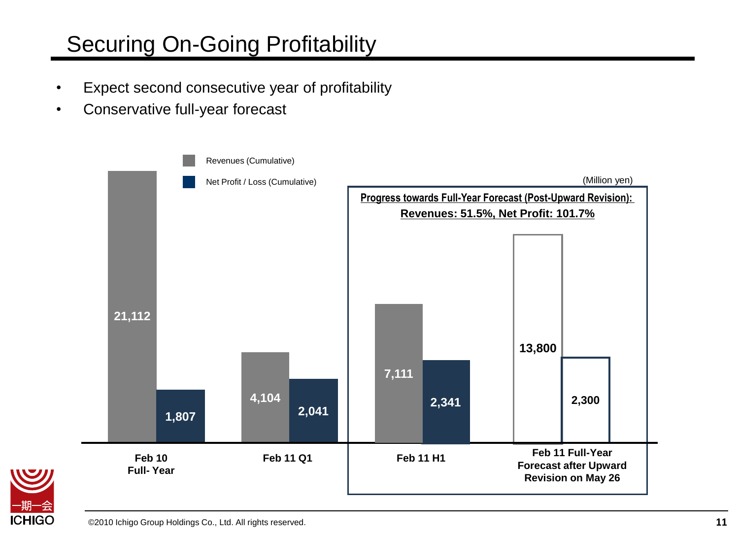# Securing On-Going Profitability

- Expect second consecutive year of profitability
- Conservative full-year forecast

(Million yen)

| | Revenues (Cumulative) | Net Profit / Loss (Cumulative) |
|---|---|---|
| Feb 10 Full- Year | 21,112 | 1,807 |
| Feb 11 Q1 | 4,104 | 2,041 |
| Feb 11 H1 | 7,111 | 2,341 |
| Feb 11 Full-Year Forecast after Upward Revision on May 26 | 13,800 | 2,300 |

**Progress towards Full-Year Forecast (Post-Upward Revision):**
**Revenues: 51.5%, Net Profit: 101.7%**

©2010 Ichigo Group Holdings Co., Ltd. All rights reserved.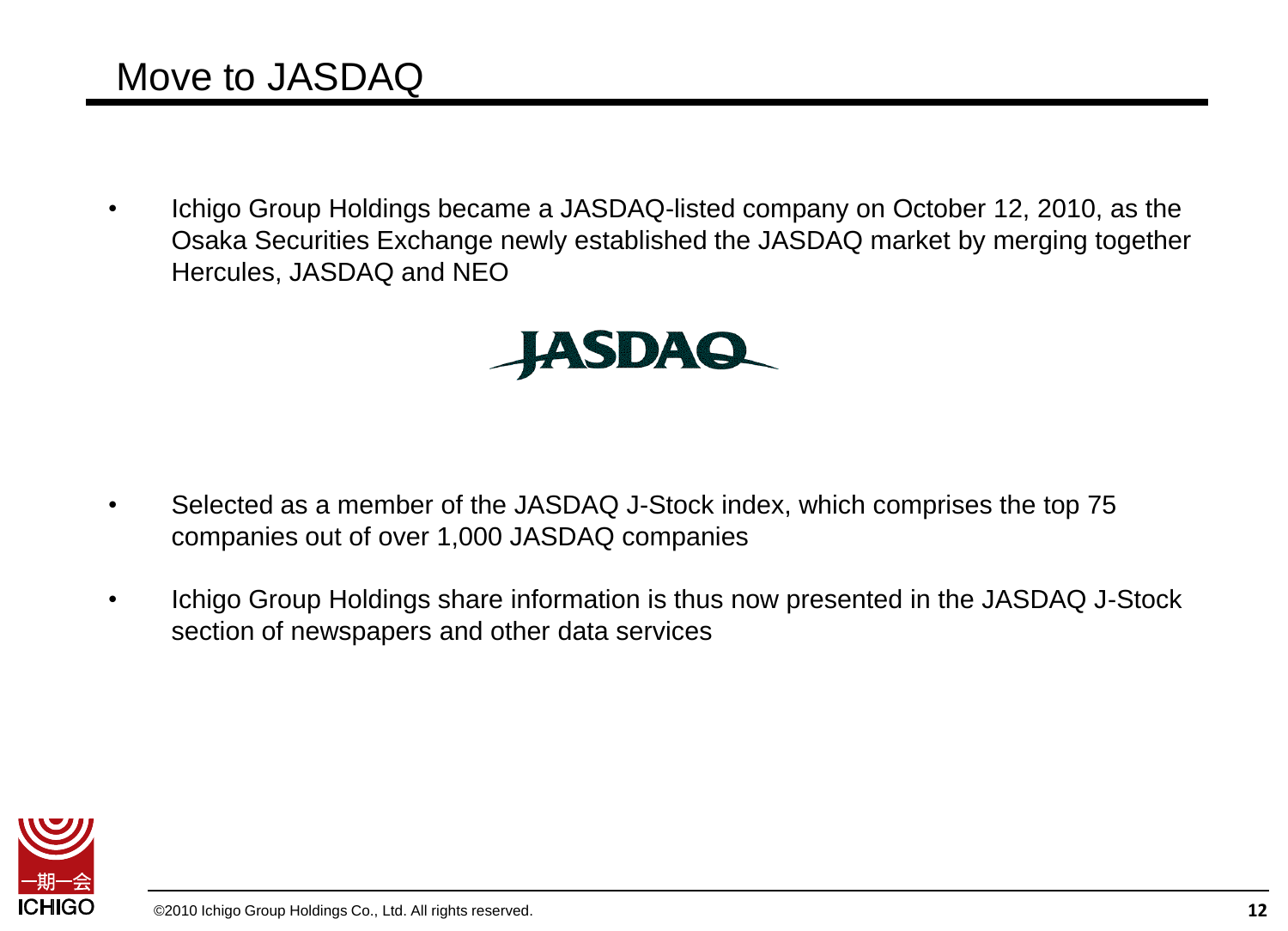# Move to JASDAQ

- Ichigo Group Holdings became a JASDAQ-listed company on October 12, 2010, as the Osaka Securities Exchange newly established the JASDAQ market by merging together Hercules, JASDAQ and NEO

- Selected as a member of the JASDAQ J-Stock index, which comprises the top 75 companies out of over 1,000 JASDAQ companies
- Ichigo Group Holdings share information is thus now presented in the JASDAQ J-Stock section of newspapers and other data services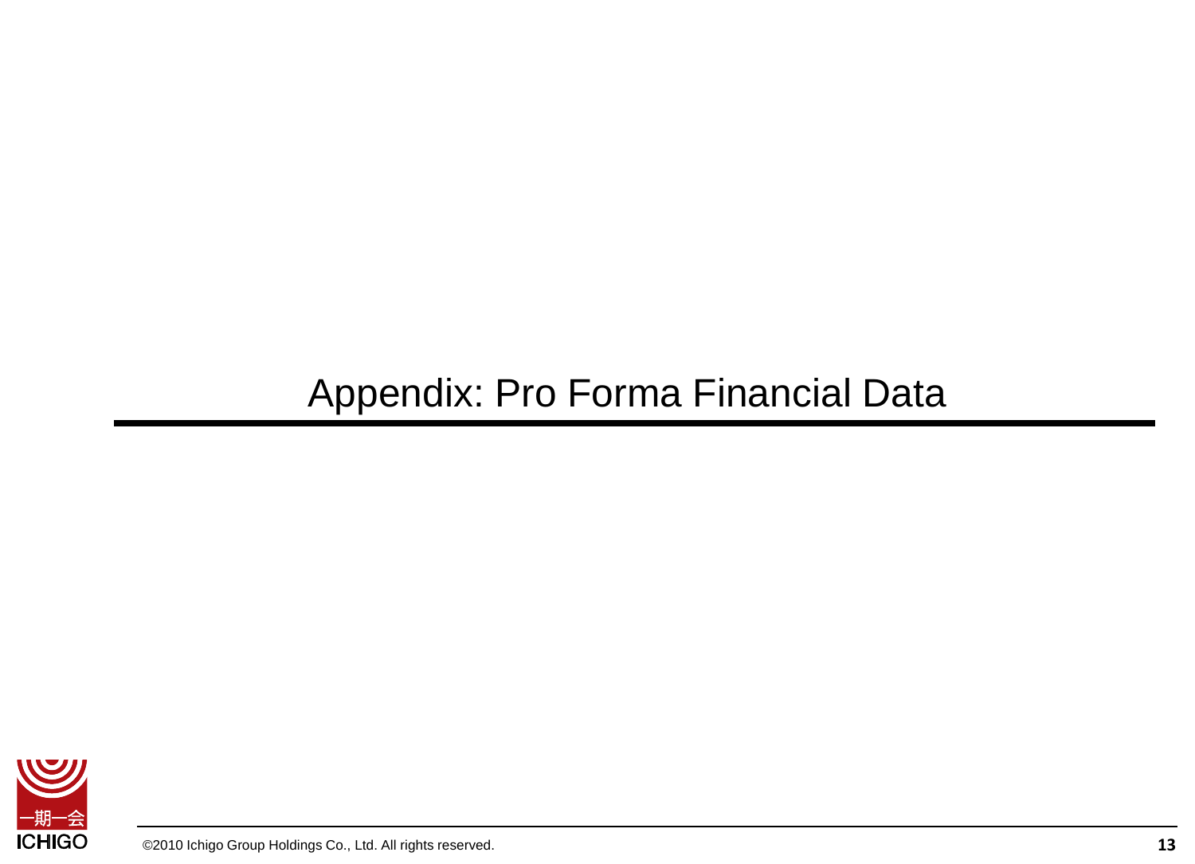# Appendix: Pro Forma Financial Data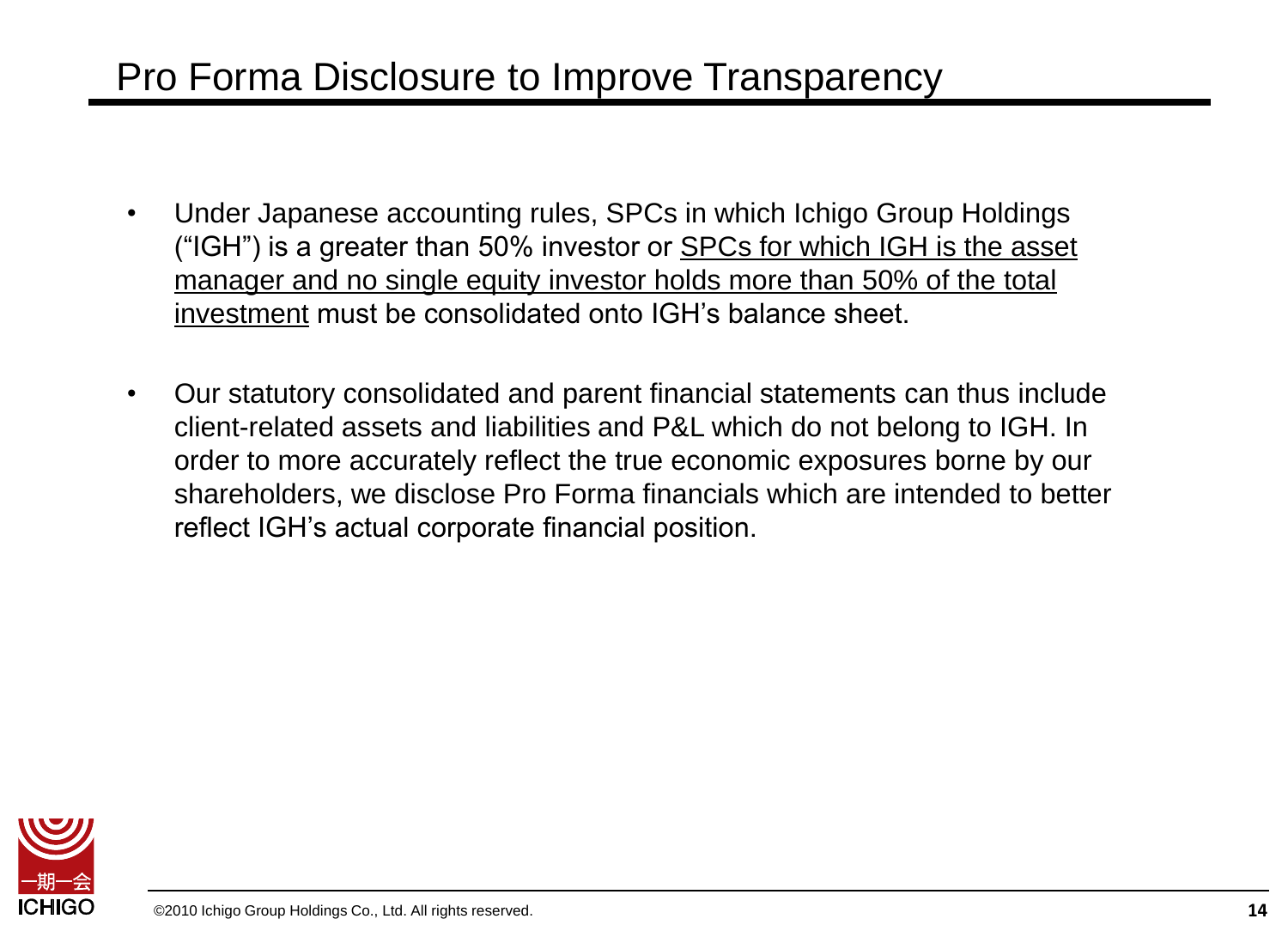# Pro Forma Disclosure to Improve Transparency

- Under Japanese accounting rules, SPCs in which Ichigo Group Holdings ("IGH") is a greater than 50% investor or <u>SPCs for which IGH is the asset manager and no single equity investor holds more than 50% of the total investment</u> must be consolidated onto IGH's balance sheet.

- Our statutory consolidated and parent financial statements can thus include client-related assets and liabilities and P&L which do not belong to IGH. In order to more accurately reflect the true economic exposures borne by our shareholders, we disclose Pro Forma financials which are intended to better reflect IGH's actual corporate financial position.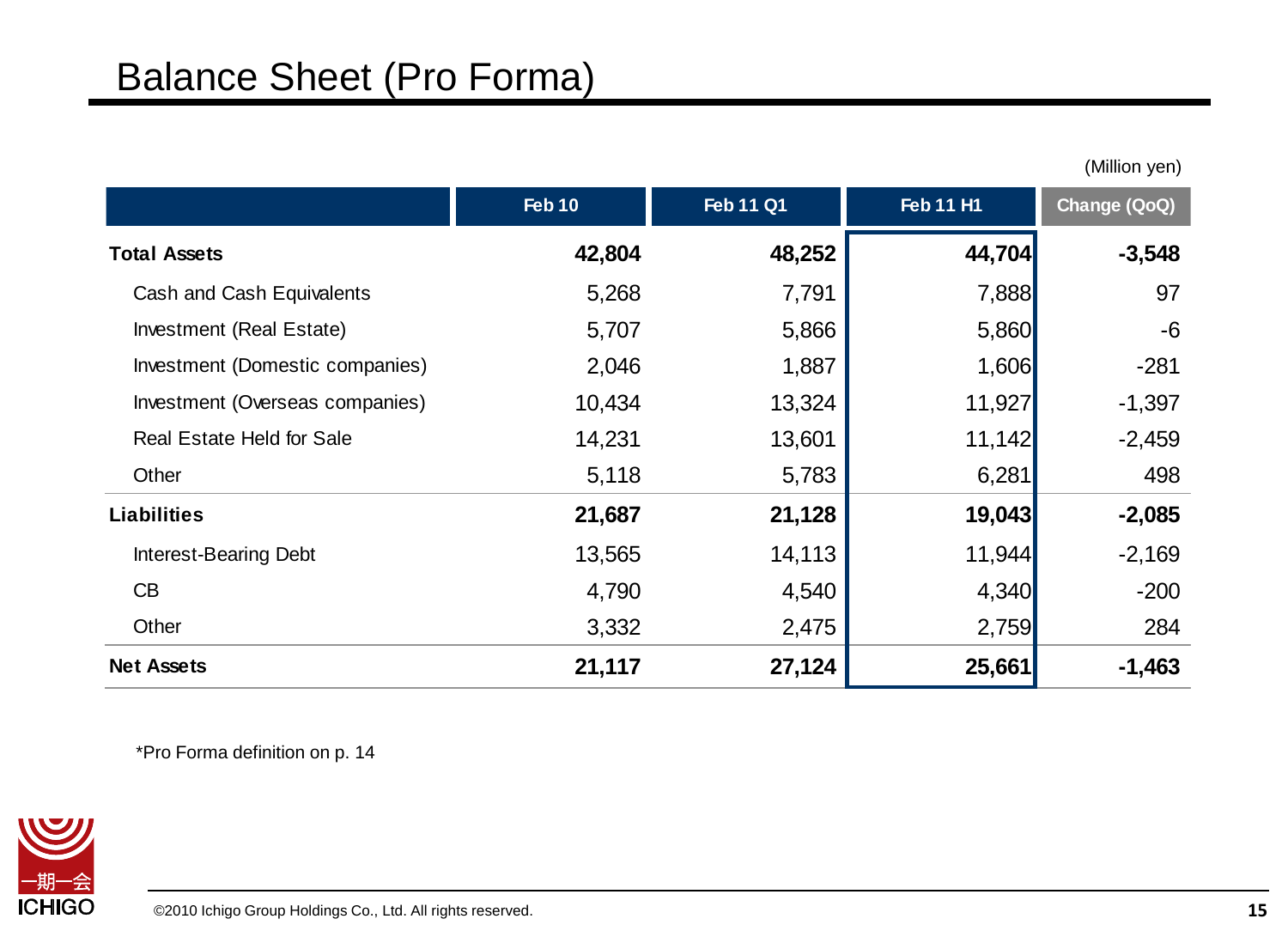# Balance Sheet (Pro Forma)

(Million yen)

| | Feb 10 | Feb 11 Q1 | Feb 11 H1 | Change (QoQ) |
|---|---|---|---|---|
| **Total Assets** | **42,804** | **48,252** | **44,704** | **-3,548** |
| Cash and Cash Equivalents | 5,268 | 7,791 | 7,888 | 97 |
| Investment (Real Estate) | 5,707 | 5,866 | 5,860 | -6 |
| Investment (Domestic companies) | 2,046 | 1,887 | 1,606 | -281 |
| Investment (Overseas companies) | 10,434 | 13,324 | 11,927 | -1,397 |
| Real Estate Held for Sale | 14,231 | 13,601 | 11,142 | -2,459 |
| Other | 5,118 | 5,783 | 6,281 | 498 |
| **Liabilities** | **21,687** | **21,128** | **19,043** | **-2,085** |
| Interest-Bearing Debt | 13,565 | 14,113 | 11,944 | -2,169 |
| CB | 4,790 | 4,540 | 4,340 | -200 |
| Other | 3,332 | 2,475 | 2,759 | 284 |
| **Net Assets** | **21,117** | **27,124** | **25,661** | **-1,463** |

*Pro Forma definition on p. 14

©2010 Ichigo Group Holdings Co., Ltd. All rights reserved.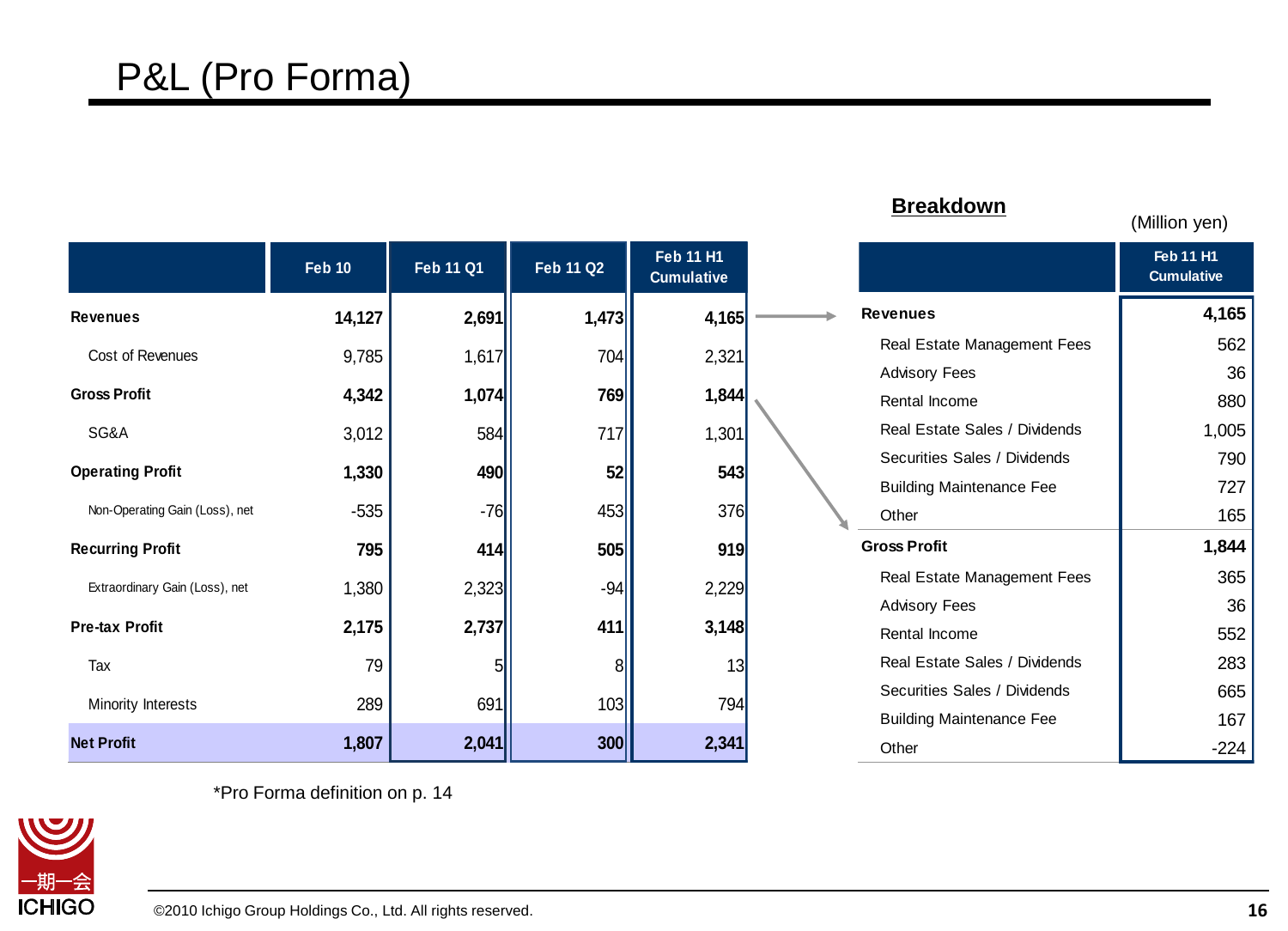# P&L (Pro Forma)

|  | Feb 10 | Feb 11 Q1 | Feb 11 Q2 | Feb 11 H1 Cumulative |
|---|---|---|---|---|
| **Revenues** | **14,127** | **2,691** | **1,473** | **4,165** |
| Cost of Revenues | 9,785 | 1,617 | 704 | 2,321 |
| **Gross Profit** | **4,342** | **1,074** | **769** | **1,844** |
| SG&A | 3,012 | 584 | 717 | 1,301 |
| **Operating Profit** | **1,330** | **490** | **52** | **543** |
| Non-Operating Gain (Loss), net | -535 | -76 | 453 | 376 |
| **Recurring Profit** | **795** | **414** | **505** | **919** |
| Extraordinary Gain (Loss), net | 1,380 | 2,323 | -94 | 2,229 |
| **Pre-tax Profit** | **2,175** | **2,737** | **411** | **3,148** |
| Tax | 79 | 5 | 8 | 13 |
| Minority Interests | 289 | 691 | 103 | 794 |
| **Net Profit** | **1,807** | **2,041** | **300** | **2,341** |

*Pro Forma definition on p. 14

## Breakdown

(Million yen)

|  | Feb 11 H1 Cumulative |
|---|---|
| **Revenues** | **4,165** |
| Real Estate Management Fees | 562 |
| Advisory Fees | 36 |
| Rental Income | 880 |
| Real Estate Sales / Dividends | 1,005 |
| Securities Sales / Dividends | 790 |
| Building Maintenance Fee | 727 |
| Other | 165 |
| **Gross Profit** | **1,844** |
| Real Estate Management Fees | 365 |
| Advisory Fees | 36 |
| Rental Income | 552 |
| Real Estate Sales / Dividends | 283 |
| Securities Sales / Dividends | 665 |
| Building Maintenance Fee | 167 |
| Other | -224 |

©2010 Ichigo Group Holdings Co., Ltd. All rights reserved.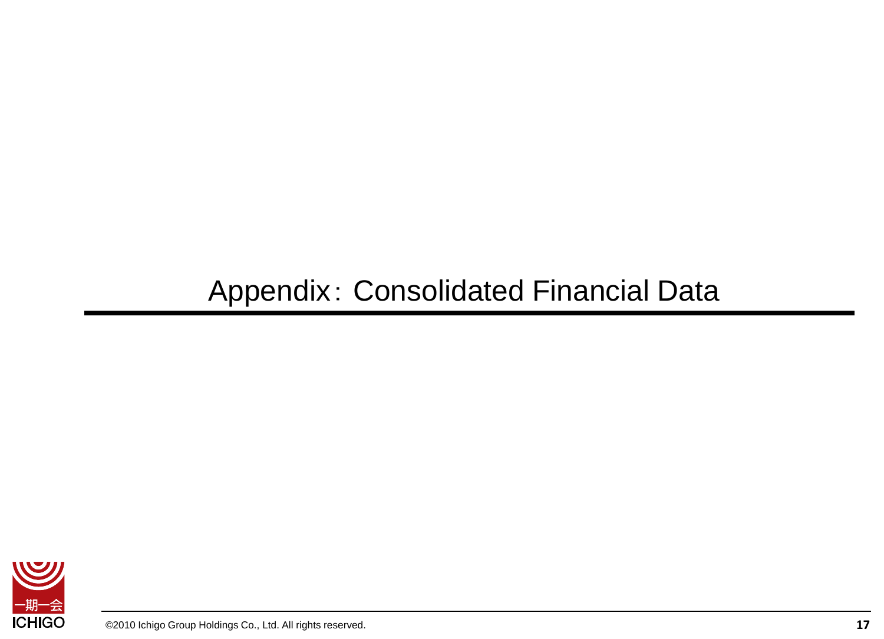# Appendix：Consolidated Financial Data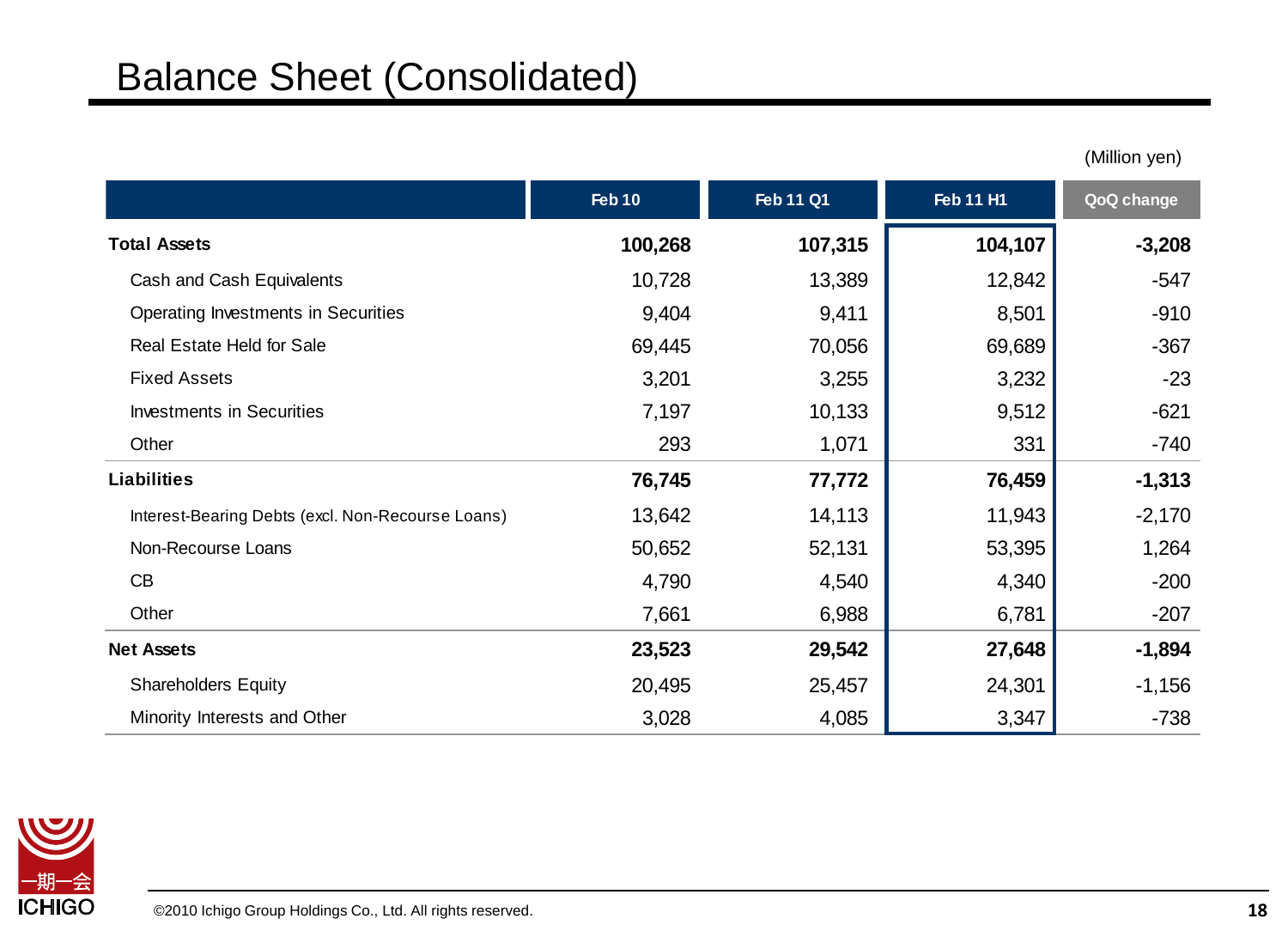# Balance Sheet (Consolidated)

(Million yen)

| | Feb 10 | Feb 11 Q1 | Feb 11 H1 | QoQ change |
|---|---|---|---|---|
| **Total Assets** | **100,268** | **107,315** | **104,107** | **-3,208** |
| Cash and Cash Equivalents | 10,728 | 13,389 | 12,842 | -547 |
| Operating Investments in Securities | 9,404 | 9,411 | 8,501 | -910 |
| Real Estate Held for Sale | 69,445 | 70,056 | 69,689 | -367 |
| Fixed Assets | 3,201 | 3,255 | 3,232 | -23 |
| Investments in Securities | 7,197 | 10,133 | 9,512 | -621 |
| Other | 293 | 1,071 | 331 | -740 |
| **Liabilities** | **76,745** | **77,772** | **76,459** | **-1,313** |
| Interest-Bearing Debts (excl. Non-Recourse Loans) | 13,642 | 14,113 | 11,943 | -2,170 |
| Non-Recourse Loans | 50,652 | 52,131 | 53,395 | 1,264 |
| CB | 4,790 | 4,540 | 4,340 | -200 |
| Other | 7,661 | 6,988 | 6,781 | -207 |
| **Net Assets** | **23,523** | **29,542** | **27,648** | **-1,894** |
| Shareholders Equity | 20,495 | 25,457 | 24,301 | -1,156 |
| Minority Interests and Other | 3,028 | 4,085 | 3,347 | -738 |

©2010 Ichigo Group Holdings Co., Ltd. All rights reserved.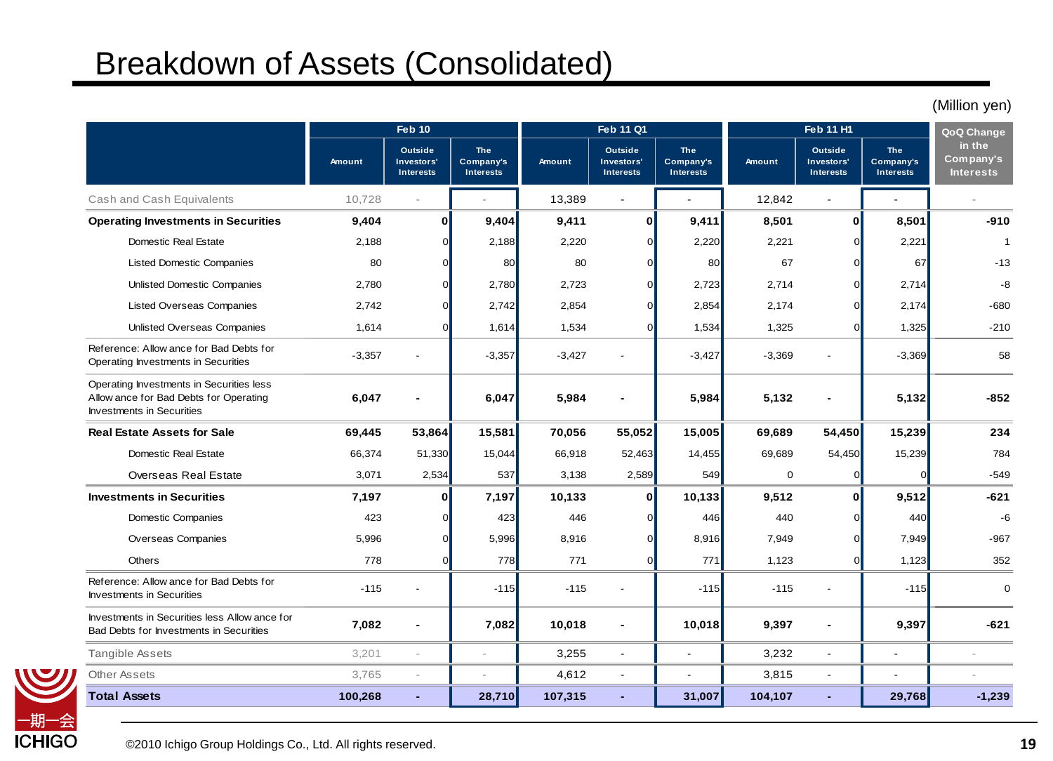# Breakdown of Assets (Consolidated)

(Million yen)

| | Feb 10 | | | Feb 11 Q1 | | | Feb 11 H1 | | | QoQ Change in the Company's Interests |
|---|---|---|---|---|---|---|---|---|---|---|
| | Amount | Outside Investors' Interests | The Company's Interests | Amount | Outside Investors' Interests | The Company's Interests | Amount | Outside Investors' Interests | The Company's Interests | |
| Cash and Cash Equivalents | 10,728 | - | - | 13,389 | - | - | 12,842 | - | - | - |
| **Operating Investments in Securities** | **9,404** | **0** | **9,404** | **9,411** | **0** | **9,411** | **8,501** | **0** | **8,501** | **-910** |
| Domestic Real Estate | 2,188 | 0 | 2,188 | 2,220 | 0 | 2,220 | 2,221 | 0 | 2,221 | 1 |
| Listed Domestic Companies | 80 | 0 | 80 | 80 | 0 | 80 | 67 | 0 | 67 | -13 |
| Unlisted Domestic Companies | 2,780 | 0 | 2,780 | 2,723 | 0 | 2,723 | 2,714 | 0 | 2,714 | -8 |
| Listed Overseas Companies | 2,742 | 0 | 2,742 | 2,854 | 0 | 2,854 | 2,174 | 0 | 2,174 | -680 |
| Unlisted Overseas Companies | 1,614 | 0 | 1,614 | 1,534 | 0 | 1,534 | 1,325 | 0 | 1,325 | -210 |
| Reference: Allowance for Bad Debts for Operating Investments in Securities | -3,357 | - | -3,357 | -3,427 | - | -3,427 | -3,369 | - | -3,369 | 58 |
| Operating Investments in Securities less Allowance for Bad Debts for Operating Investments in Securities | **6,047** | **-** | **6,047** | **5,984** | **-** | **5,984** | **5,132** | **-** | **5,132** | **-852** |
| **Real Estate Assets for Sale** | **69,445** | **53,864** | **15,581** | **70,056** | **55,052** | **15,005** | **69,689** | **54,450** | **15,239** | **234** |
| Domestic Real Estate | 66,374 | 51,330 | 15,044 | 66,918 | 52,463 | 14,455 | 69,689 | 54,450 | 15,239 | 784 |
| Overseas Real Estate | 3,071 | 2,534 | 537 | 3,138 | 2,589 | 549 | 0 | 0 | 0 | -549 |
| **Investments in Securities** | **7,197** | **0** | **7,197** | **10,133** | **0** | **10,133** | **9,512** | **0** | **9,512** | **-621** |
| Domestic Companies | 423 | 0 | 423 | 446 | 0 | 446 | 440 | 0 | 440 | -6 |
| Overseas Companies | 5,996 | 0 | 5,996 | 8,916 | 0 | 8,916 | 7,949 | 0 | 7,949 | -967 |
| Others | 778 | 0 | 778 | 771 | 0 | 771 | 1,123 | 0 | 1,123 | 352 |
| Reference: Allowance for Bad Debts for Investments in Securities | -115 | - | -115 | -115 | - | -115 | -115 | - | -115 | 0 |
| Investments in Securities less Allowance for Bad Debts for Investments in Securities | **7,082** | **-** | **7,082** | **10,018** | **-** | **10,018** | **9,397** | **-** | **9,397** | **-621** |
| Tangible Assets | 3,201 | - | - | 3,255 | - | - | 3,232 | - | - | - |
| Other Assets | 3,765 | - | - | 4,612 | - | - | 3,815 | - | - | - |
| **Total Assets** | **100,268** | **-** | **28,710** | **107,315** | **-** | **31,007** | **104,107** | **-** | **29,768** | **-1,239** |

©2010 Ichigo Group Holdings Co., Ltd. All rights reserved.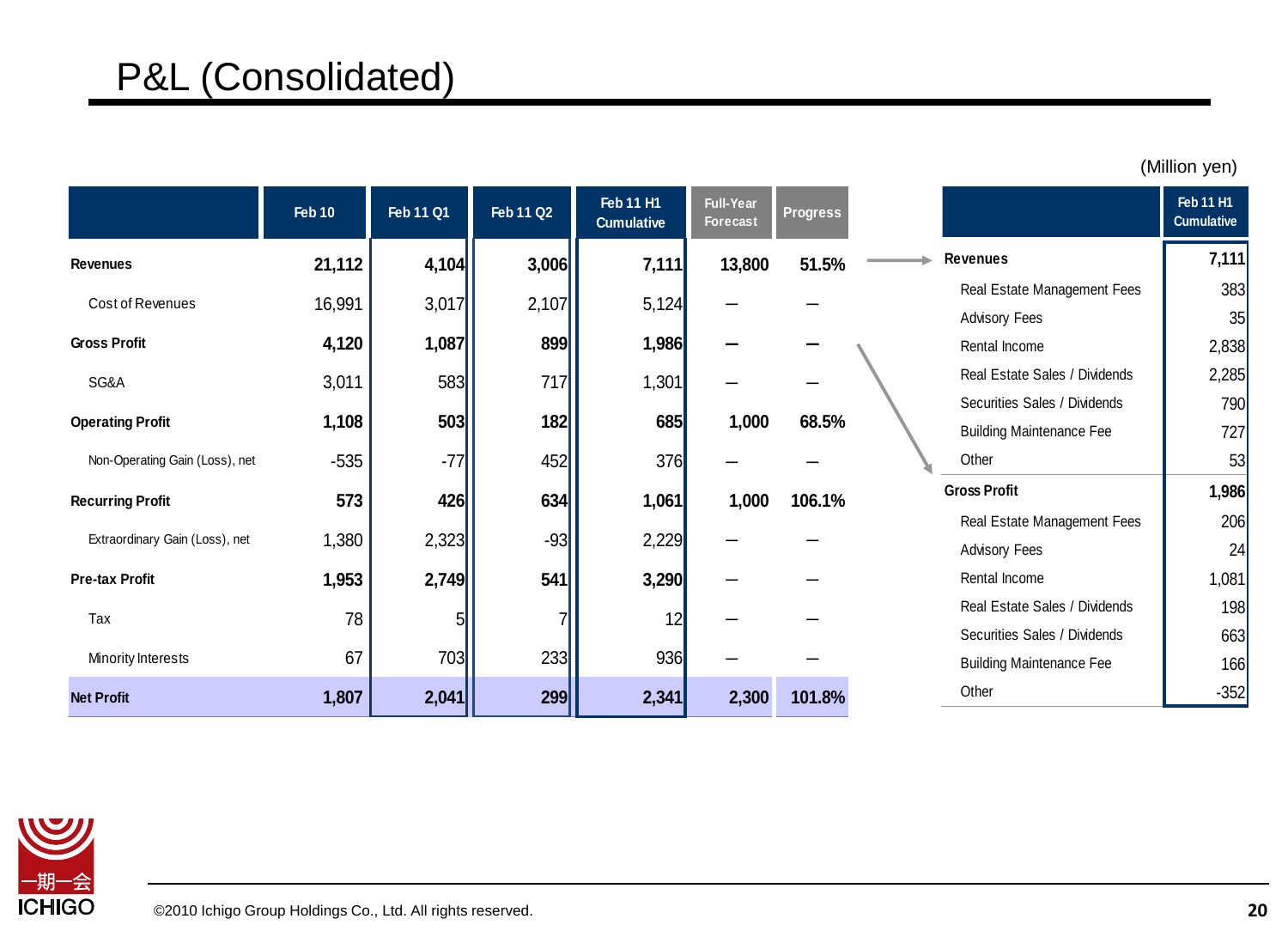# P&L (Consolidated)

(Million yen)

| | Feb 10 | Feb 11 Q1 | Feb 11 Q2 | Feb 11 H1 Cumulative | Full-Year Forecast | Progress |
|---|---|---|---|---|---|---|
| **Revenues** | **21,112** | **4,104** | **3,006** | **7,111** | **13,800** | **51.5%** |
| Cost of Revenues | 16,991 | 3,017 | 2,107 | 5,124 | – | – |
| **Gross Profit** | **4,120** | **1,087** | **899** | **1,986** | **–** | **–** |
| SG&A | 3,011 | 583 | 717 | 1,301 | – | – |
| **Operating Profit** | **1,108** | **503** | **182** | **685** | **1,000** | **68.5%** |
| Non-Operating Gain (Loss), net | -535 | -77 | 452 | 376 | – | – |
| **Recurring Profit** | **573** | **426** | **634** | **1,061** | **1,000** | **106.1%** |
| Extraordinary Gain (Loss), net | 1,380 | 2,323 | -93 | 2,229 | – | – |
| **Pre-tax Profit** | **1,953** | **2,749** | **541** | **3,290** | – | – |
| Tax | 78 | 5 | 7 | 12 | – | – |
| Minority Interests | 67 | 703 | 233 | 936 | – | – |
| **Net Profit** | **1,807** | **2,041** | **299** | **2,341** | **2,300** | **101.8%** |

| | Feb 11 H1 Cumulative |
|---|---|
| **Revenues** | **7,111** |
| Real Estate Management Fees | 383 |
| Advisory Fees | 35 |
| Rental Income | 2,838 |
| Real Estate Sales / Dividends | 2,285 |
| Securities Sales / Dividends | 790 |
| Building Maintenance Fee | 727 |
| Other | 53 |
| **Gross Profit** | **1,986** |
| Real Estate Management Fees | 206 |
| Advisory Fees | 24 |
| Rental Income | 1,081 |
| Real Estate Sales / Dividends | 198 |
| Securities Sales / Dividends | 663 |
| Building Maintenance Fee | 166 |
| Other | -352 |

©2010 Ichigo Group Holdings Co., Ltd. All rights reserved.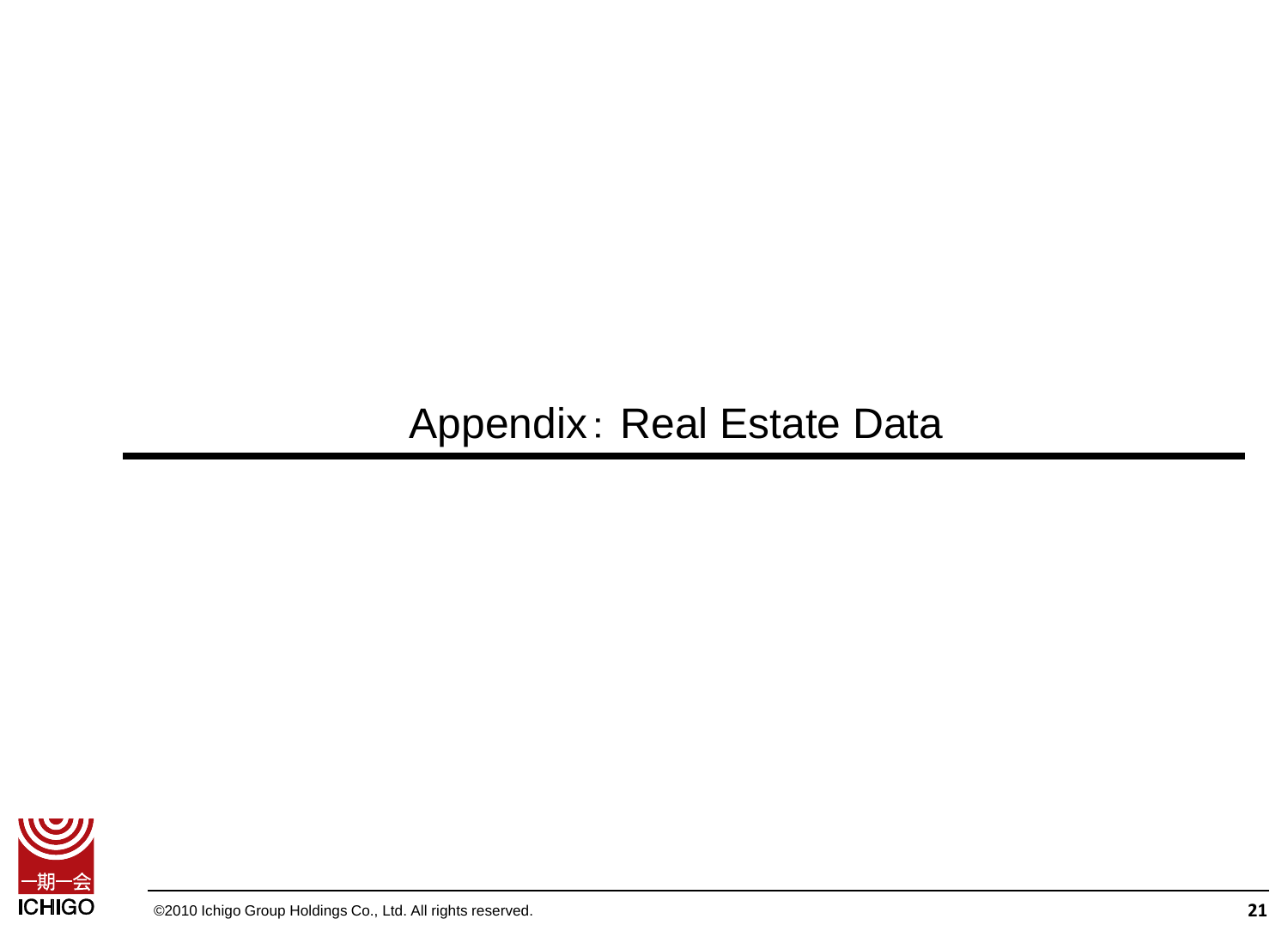# Appendix: Real Estate Data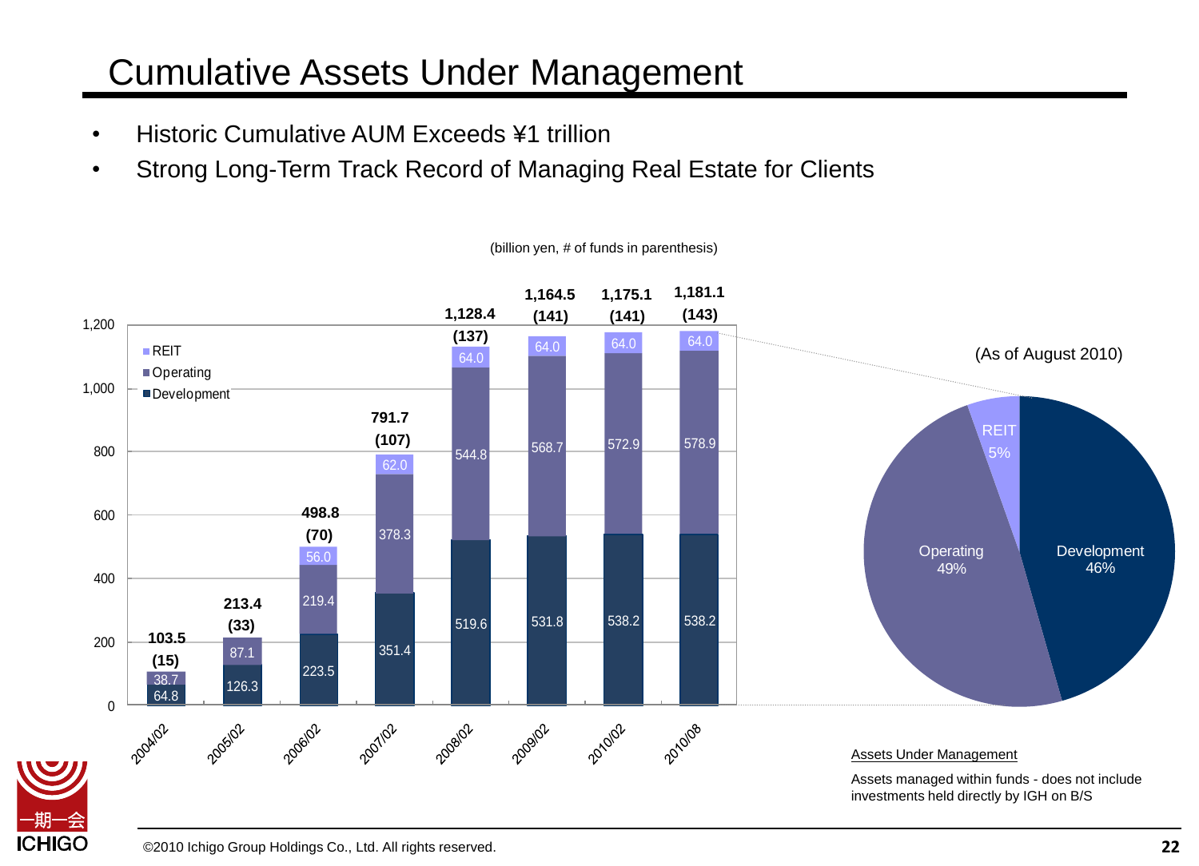# Cumulative Assets Under Management

- Historic Cumulative AUM Exceeds ¥1 trillion
- Strong Long-Term Track Record of Managing Real Estate for Clients

(billion yen, # of funds in parenthesis)

| | 2004/02 | 2005/02 | 2006/02 | 2007/02 | 2008/02 | 2009/02 | 2010/02 | 2010/08 |
|---|---|---|---|---|---|---|---|---|
| Development | 64.8 | 126.3 | 223.5 | 351.4 | 519.6 | 531.8 | 538.2 | 538.2 |
| Operating | 38.7 | 87.1 | 219.4 | 378.3 | 544.8 | 568.7 | 572.9 | 578.9 |
| REIT | | | 56.0 | 62.0 | 64.0 | 64.0 | 64.0 | 64.0 |
| Total | 103.5 | 213.4 | 498.8 | 791.7 | 1,128.4 | 1,164.5 | 1,175.1 | 1,181.1 |
| # of funds | (15) | (33) | (70) | (107) | (137) | (141) | (141) | (143) |

(As of August 2010)

| | Share |
|---|---|
| Development | 46% |
| Operating | 49% |
| REIT | 5% |

Assets Under Management

Assets managed within funds - does not include investments held directly by IGH on B/S

©2010 Ichigo Group Holdings Co., Ltd. All rights reserved.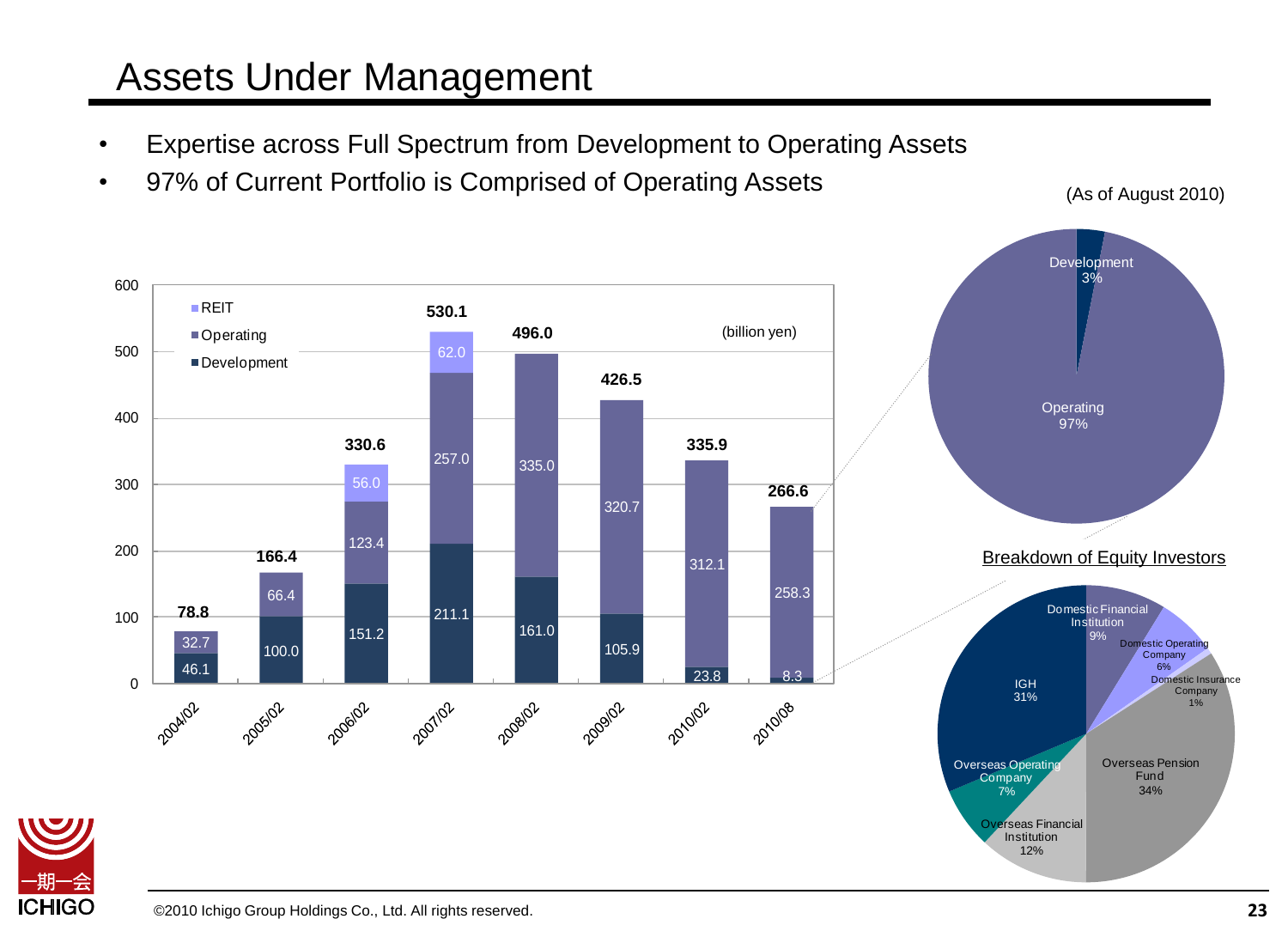# Assets Under Management

- Expertise across Full Spectrum from Development to Operating Assets
- 97% of Current Portfolio is Comprised of Operating Assets

(As of August 2010)

(billion yen)

| | Development | Operating | REIT | Total |
|---|---|---|---|---|
| 2004/02 | 46.1 | 32.7 | | 78.8 |
| 2005/02 | 100.0 | 66.4 | | 166.4 |
| 2006/02 | 151.2 | 123.4 | 56.0 | 330.6 |
| 2007/02 | 211.1 | 257.0 | 62.0 | 530.1 |
| 2008/02 | 161.0 | 335.0 | | 496.0 |
| 2009/02 | 105.9 | 320.7 | | 426.5 |
| 2010/02 | 23.8 | 312.1 | | 335.9 |
| 2010/08 | 8.3 | 258.3 | | 266.6 |

| Portfolio (2010/08) | Share |
|---|---|
| Development | 3% |
| Operating | 97% |

Breakdown of Equity Investors

| Investor | Share |
|---|---|
| Domestic Financial Institution | 9% |
| Domestic Operating Company | 6% |
| Domestic Insurance Company | 1% |
| Overseas Pension Fund | 34% |
| Overseas Financial Institution | 12% |
| Overseas Operating Company | 7% |
| IGH | 31% |

©2010 Ichigo Group Holdings Co., Ltd. All rights reserved.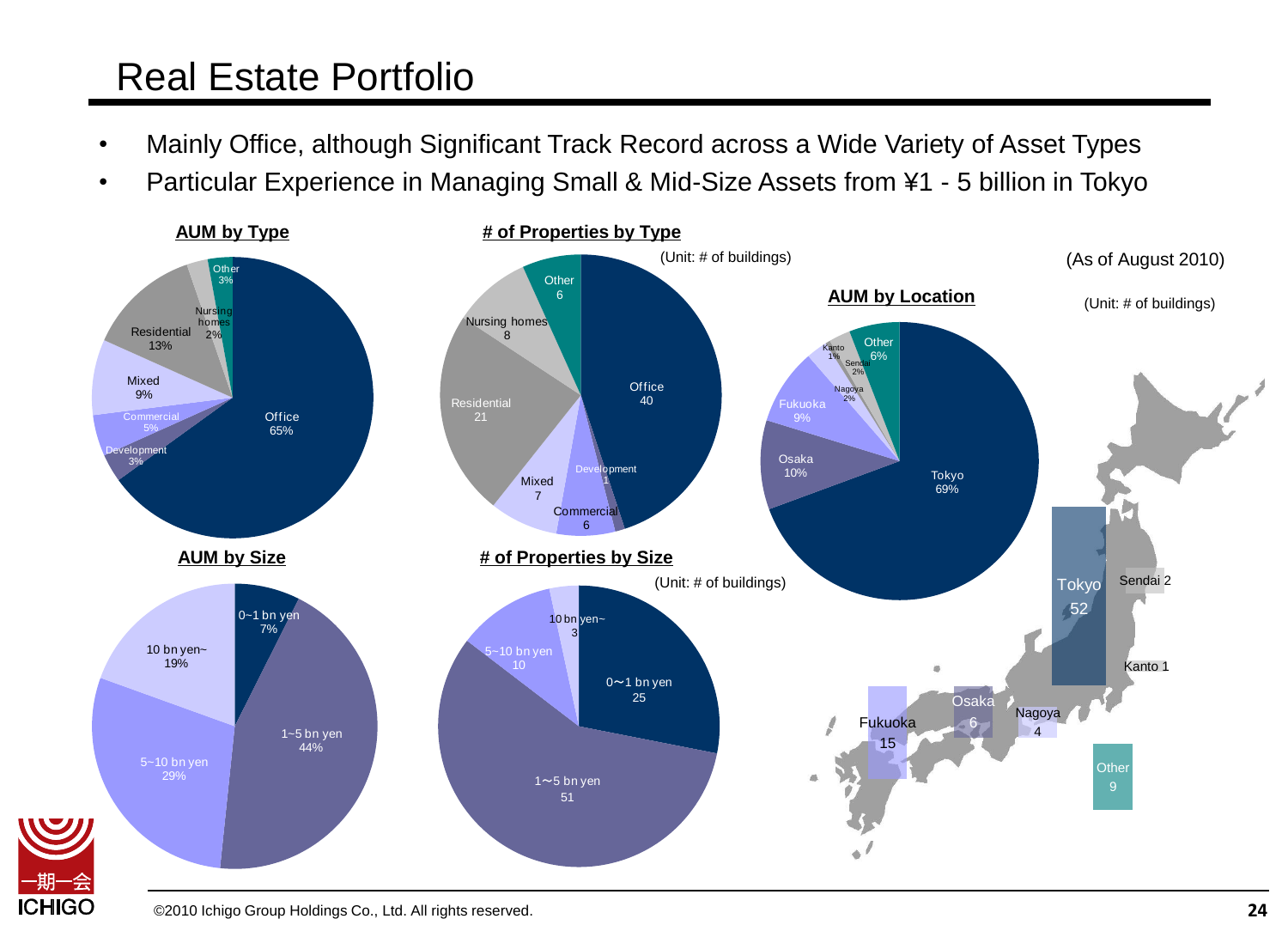# Real Estate Portfolio

- Mainly Office, although Significant Track Record across a Wide Variety of Asset Types
- Particular Experience in Managing Small & Mid-Size Assets from ¥1 - 5 billion in Tokyo

(As of August 2010)

**AUM by Type**

| Type | Share |
|---|---|
| Office | 65% |
| Residential | 13% |
| Mixed | 9% |
| Commercial | 5% |
| Development | 3% |
| Nursing homes | 2% |
| Other | 3% |

**# of Properties by Type**

(Unit: # of buildings)

| Type | # |
|---|---|
| Office | 40 |
| Residential | 21 |
| Nursing homes | 8 |
| Mixed | 7 |
| Commercial | 6 |
| Development | 1 |
| Other | 6 |

**AUM by Location**

| Location | Share |
|---|---|
| Tokyo | 69% |
| Osaka | 10% |
| Fukuoka | 9% |
| Nagoya | 2% |
| Sendai | 2% |
| Kanto | 1% |
| Other | 6% |

(Unit: # of buildings)

| Location | # |
|---|---|
| Tokyo | 52 |
| Fukuoka | 15 |
| Osaka | 6 |
| Nagoya | 4 |
| Sendai | 2 |
| Kanto | 1 |
| Other | 9 |

**AUM by Size**

| Size | Share |
|---|---|
| 0~1 bn yen | 7% |
| 1~5 bn yen | 44% |
| 5~10 bn yen | 29% |
| 10 bn yen~ | 19% |

**# of Properties by Size**

(Unit: # of buildings)

| Size | # |
|---|---|
| 0~1 bn yen | 25 |
| 1~5 bn yen | 51 |
| 5~10 bn yen | 10 |
| 10 bn yen~ | 3 |

©2010 Ichigo Group Holdings Co., Ltd. All rights reserved.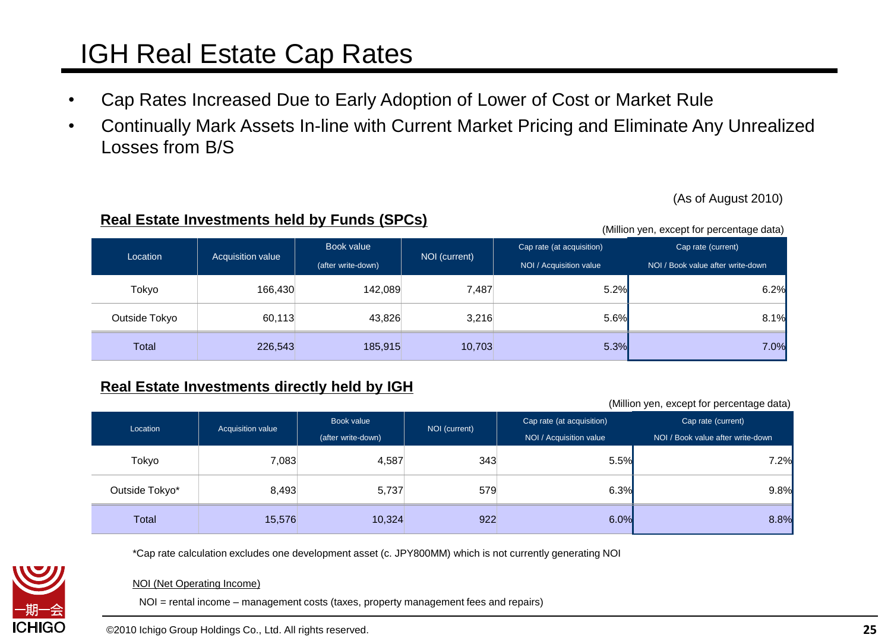# IGH Real Estate Cap Rates

- Cap Rates Increased Due to Early Adoption of Lower of Cost or Market Rule
- Continually Mark Assets In-line with Current Market Pricing and Eliminate Any Unrealized Losses from B/S

(As of August 2010)

**Real Estate Investments held by Funds (SPCs)**

(Million yen, except for percentage data)

| Location | Acquisition value | Book value (after write-down) | NOI (current) | Cap rate (at acquisition) NOI / Acquisition value | Cap rate (current) NOI / Book value after write-down |
|---|---|---|---|---|---|
| Tokyo | 166,430 | 142,089 | 7,487 | 5.2% | 6.2% |
| Outside Tokyo | 60,113 | 43,826 | 3,216 | 5.6% | 8.1% |
| Total | 226,543 | 185,915 | 10,703 | 5.3% | 7.0% |

**Real Estate Investments directly held by IGH**

(Million yen, except for percentage data)

| Location | Acquisition value | Book value (after write-down) | NOI (current) | Cap rate (at acquisition) NOI / Acquisition value | Cap rate (current) NOI / Book value after write-down |
|---|---|---|---|---|---|
| Tokyo | 7,083 | 4,587 | 343 | 5.5% | 7.2% |
| Outside Tokyo* | 8,493 | 5,737 | 579 | 6.3% | 9.8% |
| Total | 15,576 | 10,324 | 922 | 6.0% | 8.8% |

*Cap rate calculation excludes one development asset (c. JPY800MM) which is not currently generating NOI

NOI (Net Operating Income)

NOI = rental income – management costs (taxes, property management fees and repairs)

©2010 Ichigo Group Holdings Co., Ltd. All rights reserved.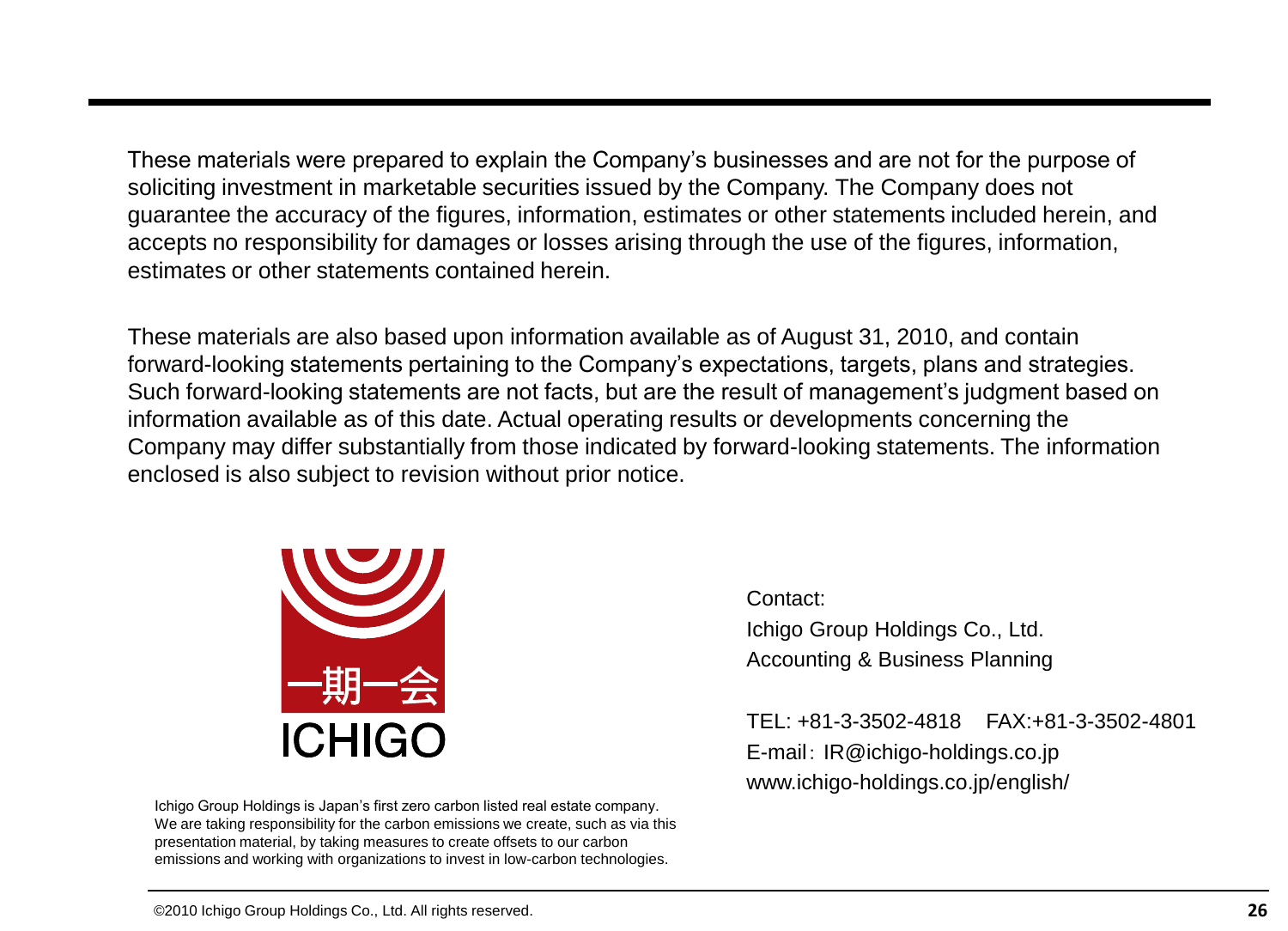These materials were prepared to explain the Company's businesses and are not for the purpose of soliciting investment in marketable securities issued by the Company. The Company does not guarantee the accuracy of the figures, information, estimates or other statements included herein, and accepts no responsibility for damages or losses arising through the use of the figures, information, estimates or other statements contained herein.

These materials are also based upon information available as of August 31, 2010, and contain forward-looking statements pertaining to the Company's expectations, targets, plans and strategies. Such forward-looking statements are not facts, but are the result of management's judgment based on information available as of this date. Actual operating results or developments concerning the Company may differ substantially from those indicated by forward-looking statements. The information enclosed is also subject to revision without prior notice.

一期一会

ICHIGO

Ichigo Group Holdings is Japan's first zero carbon listed real estate company. We are taking responsibility for the carbon emissions we create, such as via this presentation material, by taking measures to create offsets to our carbon emissions and working with organizations to invest in low-carbon technologies.

Contact:
Ichigo Group Holdings Co., Ltd.
Accounting & Business Planning

TEL: +81-3-3502-4818　FAX:+81-3-3502-4801
E-mail：IR@ichigo-holdings.co.jp
www.ichigo-holdings.co.jp/english/

©2010 Ichigo Group Holdings Co., Ltd. All rights reserved.